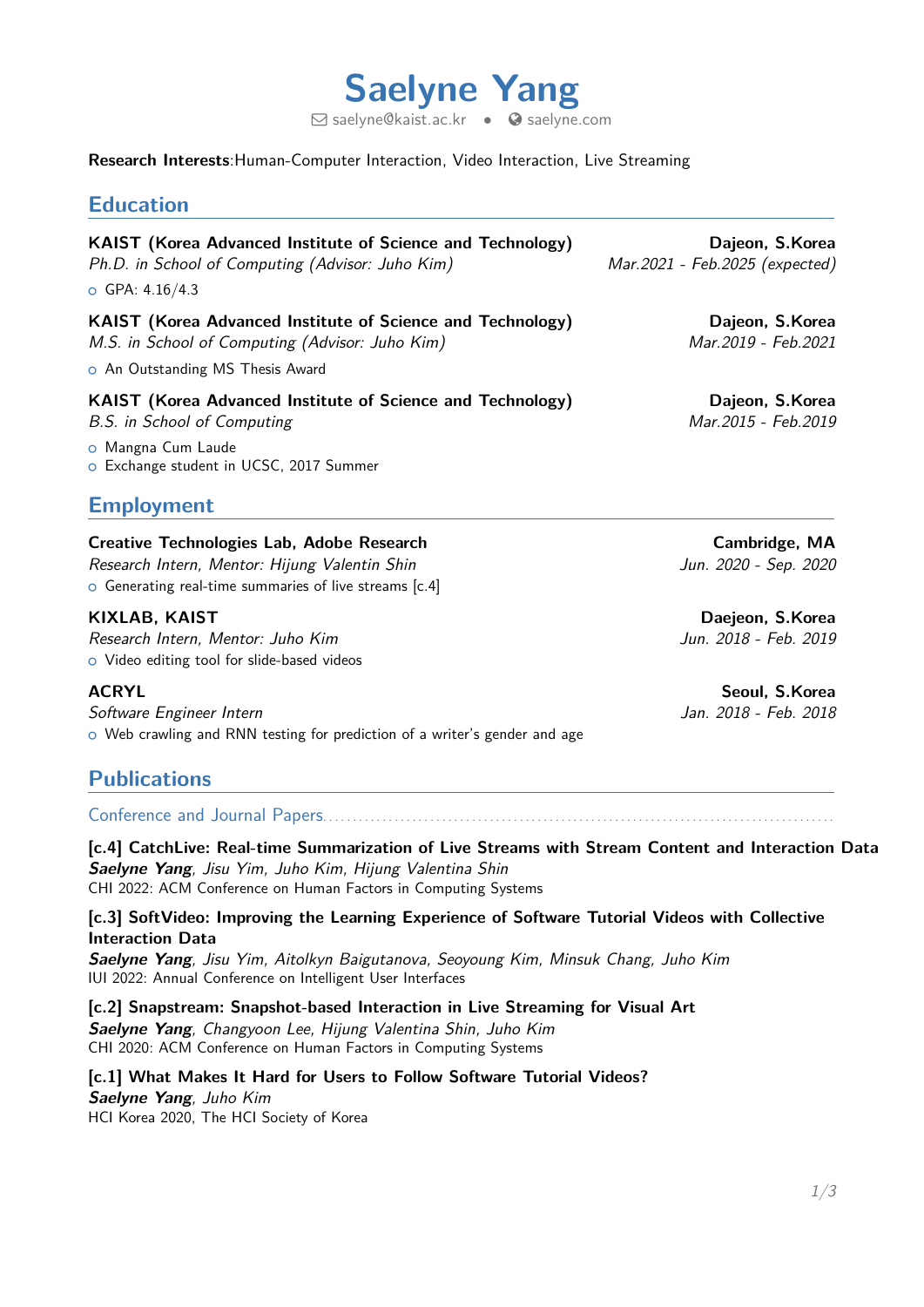# Saelyne Yang

saelyne@kaist.ac.kr • saelyne.com

**Research Interests**:Human-Computer Interaction, Video Interaction, Live Streaming

## Education

**KAIST (Korea Advanced Institute of Science and Technology)** — **Dajeon, S.Korea**
*Ph.D. in School of Computing (Advisor: Juho Kim)* — *Mar.2021 - Feb.2025 (expected)*

- GPA: 4.16/4.3

**KAIST (Korea Advanced Institute of Science and Technology)** — **Dajeon, S.Korea**
*M.S. in School of Computing (Advisor: Juho Kim)* — *Mar.2019 - Feb.2021*

- An Outstanding MS Thesis Award

**KAIST (Korea Advanced Institute of Science and Technology)** — **Dajeon, S.Korea**
*B.S. in School of Computing* — *Mar.2015 - Feb.2019*

- Mangna Cum Laude
- Exchange student in UCSC, 2017 Summer

## Employment

**Creative Technologies Lab, Adobe Research** — **Cambridge, MA**
*Research Intern, Mentor: Hijung Valentin Shin* — *Jun. 2020 - Sep. 2020*

- Generating real-time summaries of live streams [c.4]

**KIXLAB, KAIST** — **Daejeon, S.Korea**
*Research Intern, Mentor: Juho Kim* — *Jun. 2018 - Feb. 2019*

- Video editing tool for slide-based videos

**ACRYL** — **Seoul, S.Korea**
*Software Engineer Intern* — *Jan. 2018 - Feb. 2018*

- Web crawling and RNN testing for prediction of a writer's gender and age

## Publications

### Conference and Journal Papers

**[c.4] CatchLive: Real-time Summarization of Live Streams with Stream Content and Interaction Data**
***Saelyne Yang***, *Jisu Yim, Juho Kim, Hijung Valentina Shin*
CHI 2022: ACM Conference on Human Factors in Computing Systems

**[c.3] SoftVideo: Improving the Learning Experience of Software Tutorial Videos with Collective Interaction Data**
***Saelyne Yang***, *Jisu Yim, Aitolkyn Baigutanova, Seoyoung Kim, Minsuk Chang, Juho Kim*
IUI 2022: Annual Conference on Intelligent User Interfaces

**[c.2] Snapstream: Snapshot-based Interaction in Live Streaming for Visual Art**
***Saelyne Yang***, *Changyoon Lee, Hijung Valentina Shin, Juho Kim*
CHI 2020: ACM Conference on Human Factors in Computing Systems

**[c.1] What Makes It Hard for Users to Follow Software Tutorial Videos?**
***Saelyne Yang***, *Juho Kim*
HCI Korea 2020, The HCI Society of Korea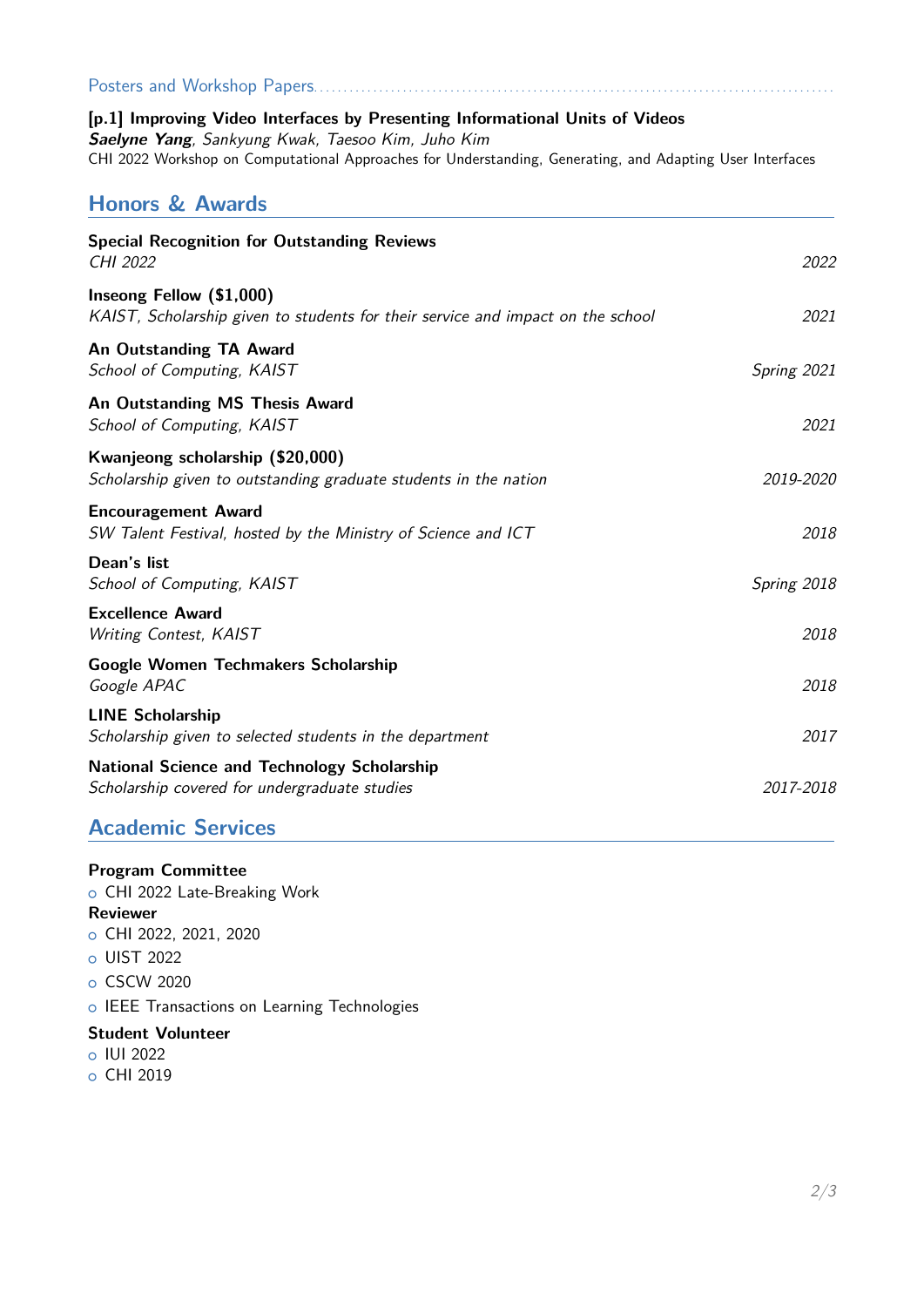### Posters and Workshop Papers

**[p.1] Improving Video Interfaces by Presenting Informational Units of Videos**
***Saelyne Yang***, *Sankyung Kwak, Taesoo Kim, Juho Kim*
CHI 2022 Workshop on Computational Approaches for Understanding, Generating, and Adapting User Interfaces

## Honors & Awards

**Special Recognition for Outstanding Reviews**
*CHI 2022* — *2022*

**Inseong Fellow ($1,000)**
*KAIST, Scholarship given to students for their service and impact on the school* — *2021*

**An Outstanding TA Award**
*School of Computing, KAIST* — *Spring 2021*

**An Outstanding MS Thesis Award**
*School of Computing, KAIST* — *2021*

**Kwanjeong scholarship ($20,000)**
*Scholarship given to outstanding graduate students in the nation* — *2019-2020*

**Encouragement Award**
*SW Talent Festival, hosted by the Ministry of Science and ICT* — *2018*

**Dean's list**
*School of Computing, KAIST* — *Spring 2018*

**Excellence Award**
*Writing Contest, KAIST* — *2018*

**Google Women Techmakers Scholarship**
*Google APAC* — *2018*

**LINE Scholarship**
*Scholarship given to selected students in the department* — *2017*

**National Science and Technology Scholarship**
*Scholarship covered for undergraduate studies* — *2017-2018*

## Academic Services

**Program Committee**
- CHI 2022 Late-Breaking Work

**Reviewer**
- CHI 2022, 2021, 2020
- UIST 2022
- CSCW 2020
- IEEE Transactions on Learning Technologies

**Student Volunteer**
- IUI 2022
- CHI 2019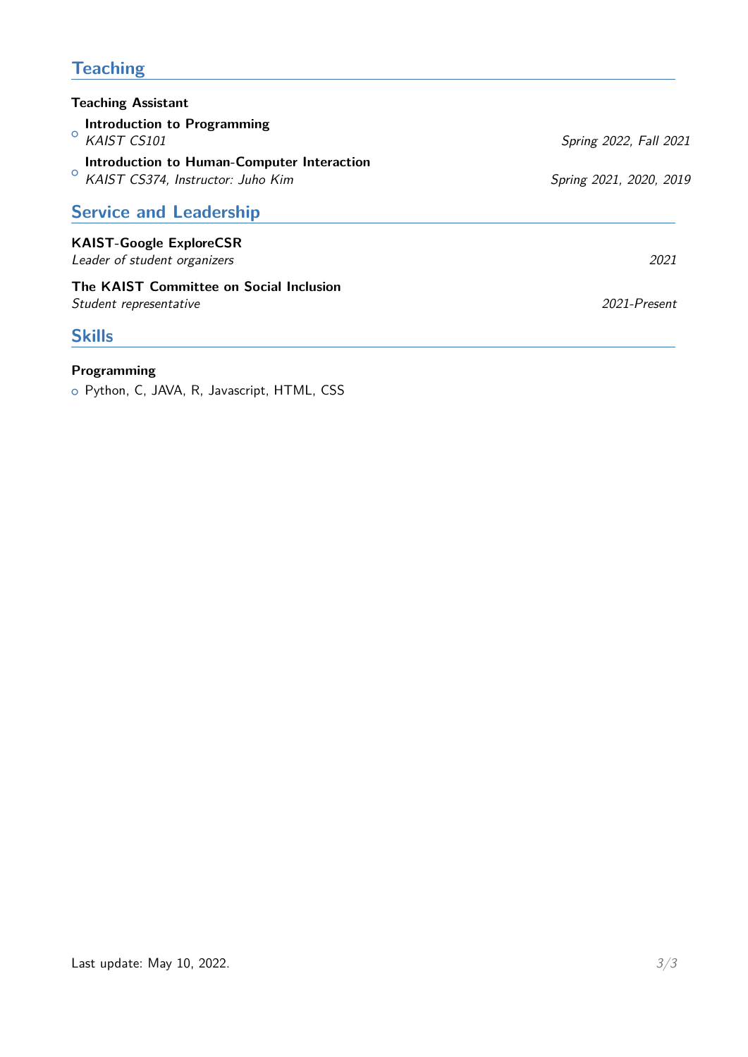## Teaching

**Teaching Assistant**

- **Introduction to Programming**
  *KAIST CS101* — *Spring 2022, Fall 2021*
- **Introduction to Human-Computer Interaction**
  *KAIST CS374, Instructor: Juho Kim* — *Spring 2021, 2020, 2019*

## Service and Leadership

**KAIST-Google ExploreCSR**
*Leader of student organizers* — *2021*

**The KAIST Committee on Social Inclusion**
*Student representative* — *2021-Present*

## Skills

**Programming**

- Python, C, JAVA, R, Javascript, HTML, CSS

Last update: May 10, 2022.